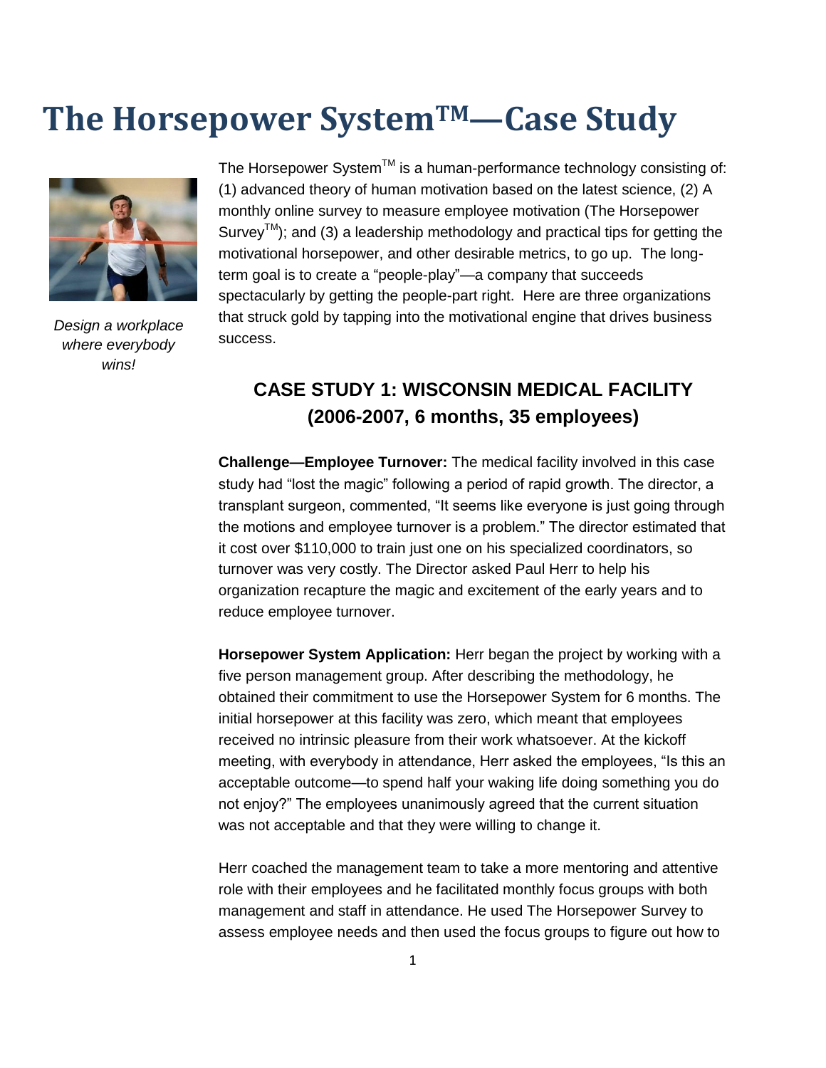# The Horsepower System™—Case Study

*Design a workplace where everybody wins!*

The Horsepower System™ is a human-performance technology consisting of: (1) advanced theory of human motivation based on the latest science, (2) A monthly online survey to measure employee motivation (The Horsepower Survey™); and (3) a leadership methodology and practical tips for getting the motivational horsepower, and other desirable metrics, to go up. The long-term goal is to create a "people-play"—a company that succeeds spectacularly by getting the people-part right. Here are three organizations that struck gold by tapping into the motivational engine that drives business success.

## CASE STUDY 1: WISCONSIN MEDICAL FACILITY (2006-2007, 6 months, 35 employees)

**Challenge—Employee Turnover:** The medical facility involved in this case study had "lost the magic" following a period of rapid growth. The director, a transplant surgeon, commented, "It seems like everyone is just going through the motions and employee turnover is a problem." The director estimated that it cost over $110,000 to train just one on his specialized coordinators, so turnover was very costly. The Director asked Paul Herr to help his organization recapture the magic and excitement of the early years and to reduce employee turnover.

**Horsepower System Application:** Herr began the project by working with a five person management group. After describing the methodology, he obtained their commitment to use the Horsepower System for 6 months. The initial horsepower at this facility was zero, which meant that employees received no intrinsic pleasure from their work whatsoever. At the kickoff meeting, with everybody in attendance, Herr asked the employees, "Is this an acceptable outcome—to spend half your waking life doing something you do not enjoy?" The employees unanimously agreed that the current situation was not acceptable and that they were willing to change it.

Herr coached the management team to take a more mentoring and attentive role with their employees and he facilitated monthly focus groups with both management and staff in attendance. He used The Horsepower Survey to assess employee needs and then used the focus groups to figure out how to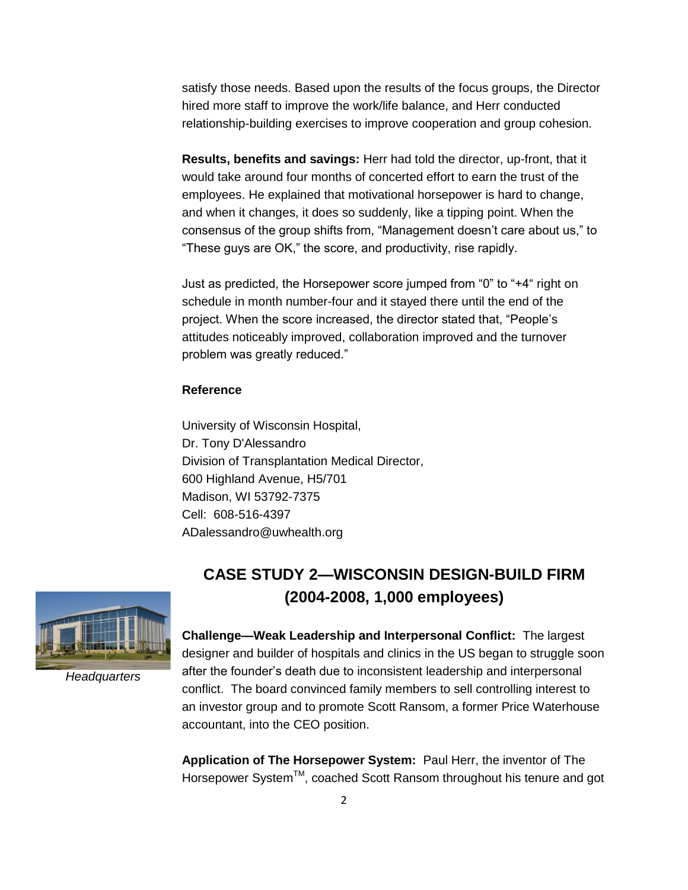satisfy those needs. Based upon the results of the focus groups, the Director hired more staff to improve the work/life balance, and Herr conducted relationship-building exercises to improve cooperation and group cohesion.

**Results, benefits and savings:** Herr had told the director, up-front, that it would take around four months of concerted effort to earn the trust of the employees. He explained that motivational horsepower is hard to change, and when it changes, it does so suddenly, like a tipping point. When the consensus of the group shifts from, "Management doesn't care about us," to "These guys are OK," the score, and productivity, rise rapidly.

Just as predicted, the Horsepower score jumped from "0" to "+4" right on schedule in month number-four and it stayed there until the end of the project. When the score increased, the director stated that, "People's attitudes noticeably improved, collaboration improved and the turnover problem was greatly reduced."

**Reference**

University of Wisconsin Hospital,
Dr. Tony D'Alessandro
Division of Transplantation Medical Director,
600 Highland Avenue, H5/701
Madison, WI 53792-7375
Cell: 608-516-4397
ADalessandro@uwhealth.org

## CASE STUDY 2—WISCONSIN DESIGN-BUILD FIRM (2004-2008, 1,000 employees)

*Headquarters*

**Challenge—Weak Leadership and Interpersonal Conflict:** The largest designer and builder of hospitals and clinics in the US began to struggle soon after the founder's death due to inconsistent leadership and interpersonal conflict. The board convinced family members to sell controlling interest to an investor group and to promote Scott Ransom, a former Price Waterhouse accountant, into the CEO position.

**Application of The Horsepower System:** Paul Herr, the inventor of The Horsepower System™, coached Scott Ransom throughout his tenure and got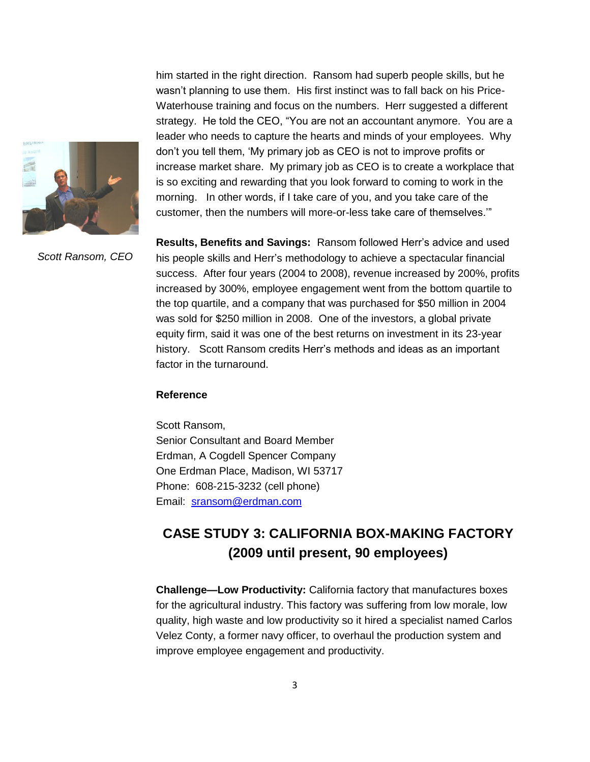him started in the right direction. Ransom had superb people skills, but he wasn't planning to use them. His first instinct was to fall back on his Price-Waterhouse training and focus on the numbers. Herr suggested a different strategy. He told the CEO, "You are not an accountant anymore. You are a leader who needs to capture the hearts and minds of your employees. Why don't you tell them, 'My primary job as CEO is not to improve profits or increase market share. My primary job as CEO is to create a workplace that is so exciting and rewarding that you look forward to coming to work in the morning. In other words, if I take care of you, and you take care of the customer, then the numbers will more-or-less take care of themselves.'"

*Scott Ransom, CEO*

**Results, Benefits and Savings:** Ransom followed Herr's advice and used his people skills and Herr's methodology to achieve a spectacular financial success. After four years (2004 to 2008), revenue increased by 200%, profits increased by 300%, employee engagement went from the bottom quartile to the top quartile, and a company that was purchased for $50 million in 2004 was sold for $250 million in 2008. One of the investors, a global private equity firm, said it was one of the best returns on investment in its 23-year history. Scott Ransom credits Herr's methods and ideas as an important factor in the turnaround.

**Reference**

Scott Ransom,
Senior Consultant and Board Member
Erdman, A Cogdell Spencer Company
One Erdman Place, Madison, WI 53717
Phone: 608-215-3232 (cell phone)
Email: [sransom@erdman.com](mailto:sransom@erdman.com)

## CASE STUDY 3: CALIFORNIA BOX-MAKING FACTORY (2009 until present, 90 employees)

**Challenge—Low Productivity:** California factory that manufactures boxes for the agricultural industry. This factory was suffering from low morale, low quality, high waste and low productivity so it hired a specialist named Carlos Velez Conty, a former navy officer, to overhaul the production system and improve employee engagement and productivity.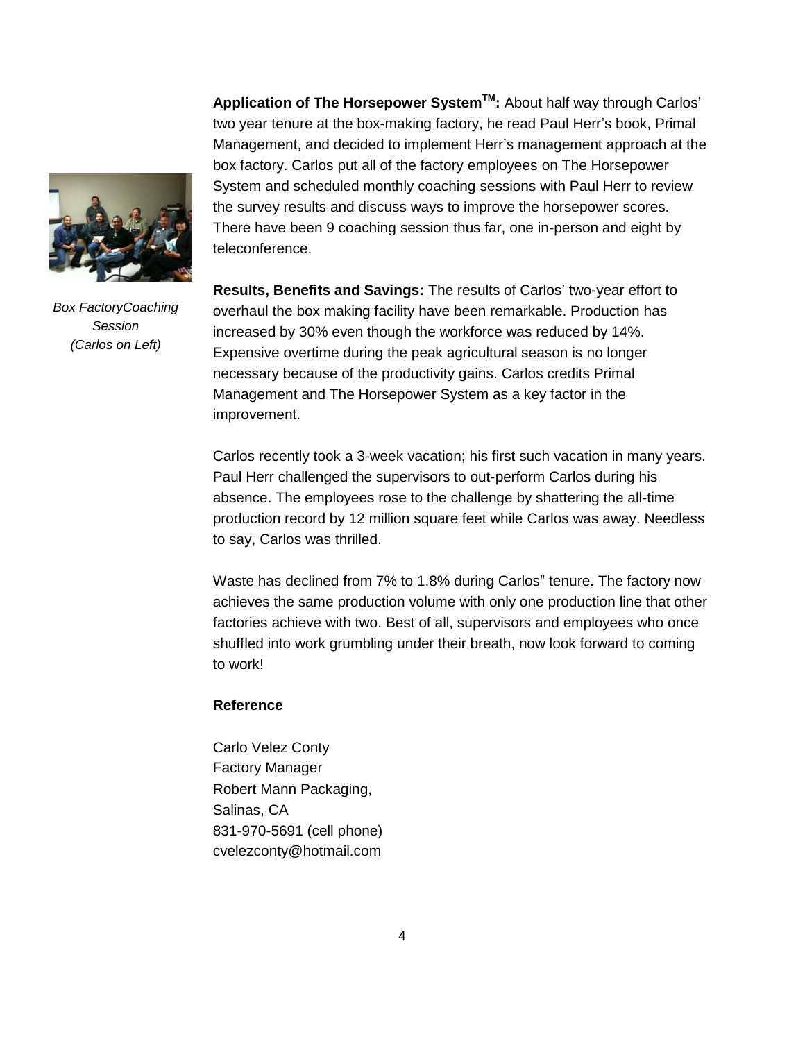**Application of The Horsepower System™:** About half way through Carlos' two year tenure at the box-making factory, he read Paul Herr's book, Primal Management, and decided to implement Herr's management approach at the box factory. Carlos put all of the factory employees on The Horsepower System and scheduled monthly coaching sessions with Paul Herr to review the survey results and discuss ways to improve the horsepower scores. There have been 9 coaching session thus far, one in-person and eight by teleconference.

*Box FactoryCoaching Session (Carlos on Left)*

**Results, Benefits and Savings:** The results of Carlos' two-year effort to overhaul the box making facility have been remarkable. Production has increased by 30% even though the workforce was reduced by 14%. Expensive overtime during the peak agricultural season is no longer necessary because of the productivity gains. Carlos credits Primal Management and The Horsepower System as a key factor in the improvement.

Carlos recently took a 3-week vacation; his first such vacation in many years. Paul Herr challenged the supervisors to out-perform Carlos during his absence. The employees rose to the challenge by shattering the all-time production record by 12 million square feet while Carlos was away. Needless to say, Carlos was thrilled.

Waste has declined from 7% to 1.8% during Carlos" tenure. The factory now achieves the same production volume with only one production line that other factories achieve with two. Best of all, supervisors and employees who once shuffled into work grumbling under their breath, now look forward to coming to work!

**Reference**

Carlo Velez Conty
Factory Manager
Robert Mann Packaging,
Salinas, CA
831-970-5691 (cell phone)
cvelezconty@hotmail.com